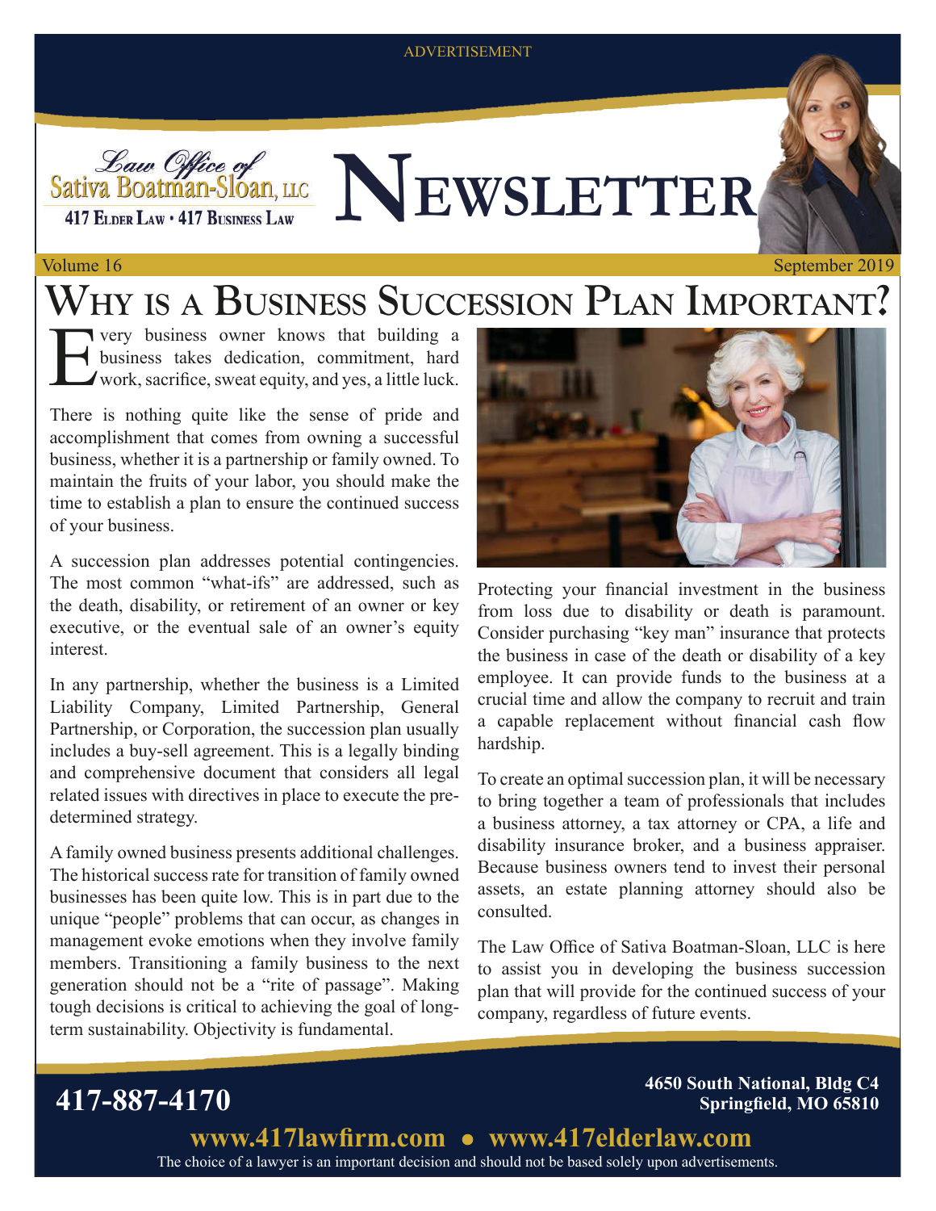ADVERTISEMENT

Law Office of Sativa Boatman-Sloan, LLC
417 Elder Law • 417 Business Law

# Newsletter

Volume 16 — September 2019

## Why is a Business Succession Plan Important?

Every business owner knows that building a business takes dedication, commitment, hard work, sacrifice, sweat equity, and yes, a little luck.

There is nothing quite like the sense of pride and accomplishment that comes from owning a successful business, whether it is a partnership or family owned. To maintain the fruits of your labor, you should make the time to establish a plan to ensure the continued success of your business.

A succession plan addresses potential contingencies. The most common "what-ifs" are addressed, such as the death, disability, or retirement of an owner or key executive, or the eventual sale of an owner's equity interest.

In any partnership, whether the business is a Limited Liability Company, Limited Partnership, General Partnership, or Corporation, the succession plan usually includes a buy-sell agreement. This is a legally binding and comprehensive document that considers all legal related issues with directives in place to execute the pre-determined strategy.

A family owned business presents additional challenges. The historical success rate for transition of family owned businesses has been quite low. This is in part due to the unique "people" problems that can occur, as changes in management evoke emotions when they involve family members. Transitioning a family business to the next generation should not be a "rite of passage". Making tough decisions is critical to achieving the goal of long-term sustainability. Objectivity is fundamental.

Protecting your financial investment in the business from loss due to disability or death is paramount. Consider purchasing "key man" insurance that protects the business in case of the death or disability of a key employee. It can provide funds to the business at a crucial time and allow the company to recruit and train a capable replacement without financial cash flow hardship.

To create an optimal succession plan, it will be necessary to bring together a team of professionals that includes a business attorney, a tax attorney or CPA, a life and disability insurance broker, and a business appraiser. Because business owners tend to invest their personal assets, an estate planning attorney should also be consulted.

The Law Office of Sativa Boatman-Sloan, LLC is here to assist you in developing the business succession plan that will provide for the continued success of your company, regardless of future events.

**417-887-4170**

**4650 South National, Bldg C4**
**Springfield, MO 65810**

**www.417lawfirm.com • www.417elderlaw.com**

The choice of a lawyer is an important decision and should not be based solely upon advertisements.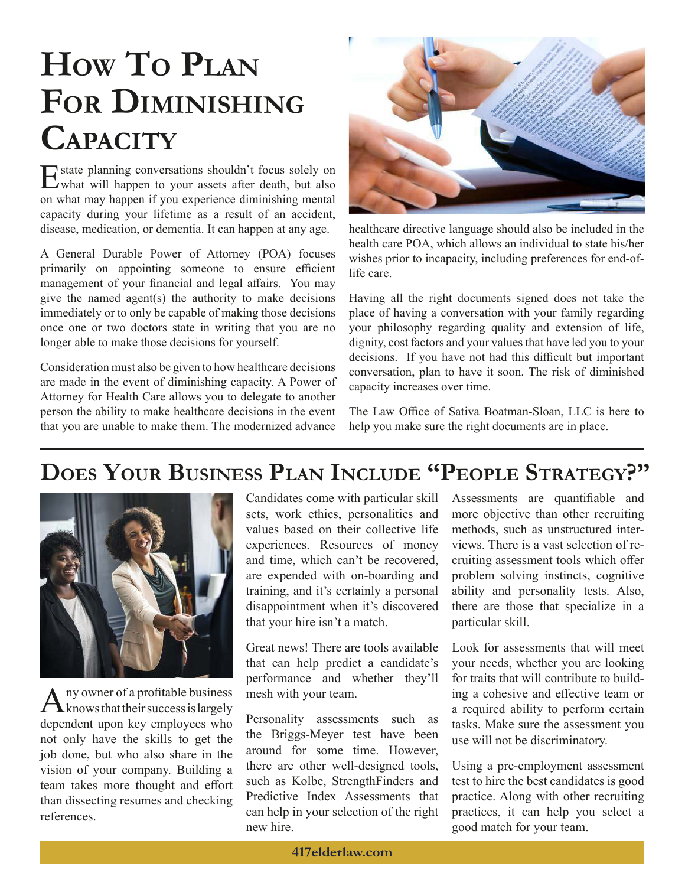# How To Plan For Diminishing Capacity

Estate planning conversations shouldn't focus solely on what will happen to your assets after death, but also on what may happen if you experience diminishing mental capacity during your lifetime as a result of an accident, disease, medication, or dementia. It can happen at any age.

A General Durable Power of Attorney (POA) focuses primarily on appointing someone to ensure efficient management of your financial and legal affairs. You may give the named agent(s) the authority to make decisions immediately or to only be capable of making those decisions once one or two doctors state in writing that you are no longer able to make those decisions for yourself.

Consideration must also be given to how healthcare decisions are made in the event of diminishing capacity. A Power of Attorney for Health Care allows you to delegate to another person the ability to make healthcare decisions in the event that you are unable to make them. The modernized advance healthcare directive language should also be included in the health care POA, which allows an individual to state his/her wishes prior to incapacity, including preferences for end-of-life care.

Having all the right documents signed does not take the place of having a conversation with your family regarding your philosophy regarding quality and extension of life, dignity, cost factors and your values that have led you to your decisions. If you have not had this difficult but important conversation, plan to have it soon. The risk of diminished capacity increases over time.

The Law Office of Sativa Boatman-Sloan, LLC is here to help you make sure the right documents are in place.

# Does Your Business Plan Include "People Strategy?"

Any owner of a profitable business knows that their success is largely dependent upon key employees who not only have the skills to get the job done, but who also share in the vision of your company. Building a team takes more thought and effort than dissecting resumes and checking references.

Candidates come with particular skill sets, work ethics, personalities and values based on their collective life experiences. Resources of money and time, which can't be recovered, are expended with on-boarding and training, and it's certainly a personal disappointment when it's discovered that your hire isn't a match.

Great news! There are tools available that can help predict a candidate's performance and whether they'll mesh with your team.

Personality assessments such as the Briggs-Meyer test have been around for some time. However, there are other well-designed tools, such as Kolbe, StrengthFinders and Predictive Index Assessments that can help in your selection of the right new hire.

Assessments are quantifiable and more objective than other recruiting methods, such as unstructured interviews. There is a vast selection of recruiting assessment tools which offer problem solving instincts, cognitive ability and personality tests. Also, there are those that specialize in a particular skill.

Look for assessments that will meet your needs, whether you are looking for traits that will contribute to building a cohesive and effective team or a required ability to perform certain tasks. Make sure the assessment you use will not be discriminatory.

Using a pre-employment assessment test to hire the best candidates is good practice. Along with other recruiting practices, it can help you select a good match for your team.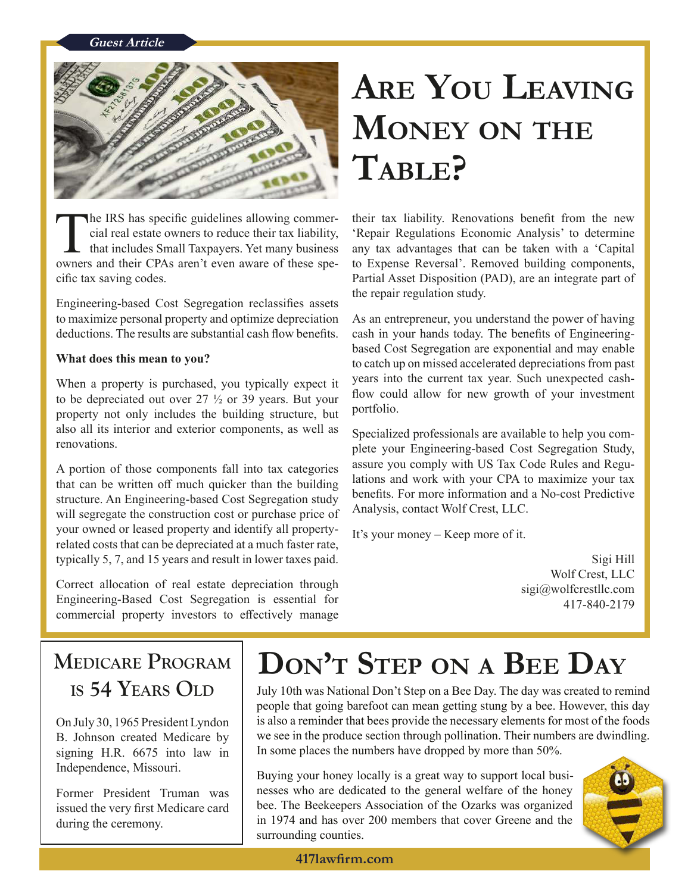*Guest Article*

# Are You Leaving Money on the Table?

The IRS has specific guidelines allowing commercial real estate owners to reduce their tax liability, that includes Small Taxpayers. Yet many business owners and their CPAs aren't even aware of these specific tax saving codes.

Engineering-based Cost Segregation reclassifies assets to maximize personal property and optimize depreciation deductions. The results are substantial cash flow benefits.

**What does this mean to you?**

When a property is purchased, you typically expect it to be depreciated out over 27 ½ or 39 years. But your property not only includes the building structure, but also all its interior and exterior components, as well as renovations.

A portion of those components fall into tax categories that can be written off much quicker than the building structure. An Engineering-based Cost Segregation study will segregate the construction cost or purchase price of your owned or leased property and identify all property-related costs that can be depreciated at a much faster rate, typically 5, 7, and 15 years and result in lower taxes paid.

Correct allocation of real estate depreciation through Engineering-Based Cost Segregation is essential for commercial property investors to effectively manage their tax liability. Renovations benefit from the new 'Repair Regulations Economic Analysis' to determine any tax advantages that can be taken with a 'Capital to Expense Reversal'. Removed building components, Partial Asset Disposition (PAD), are an integrate part of the repair regulation study.

As an entrepreneur, you understand the power of having cash in your hands today. The benefits of Engineering-based Cost Segregation are exponential and may enable to catch up on missed accelerated depreciations from past years into the current tax year. Such unexpected cash-flow could allow for new growth of your investment portfolio.

Specialized professionals are available to help you complete your Engineering-based Cost Segregation Study, assure you comply with US Tax Code Rules and Regulations and work with your CPA to maximize your tax benefits. For more information and a No-cost Predictive Analysis, contact Wolf Crest, LLC.

It's your money – Keep more of it.

Sigi Hill
Wolf Crest, LLC
sigi@wolfcrestllc.com
417-840-2179

## Medicare Program is 54 Years Old

On July 30, 1965 President Lyndon B. Johnson created Medicare by signing H.R. 6675 into law in Independence, Missouri.

Former President Truman was issued the very first Medicare card during the ceremony.

## Don't Step on a Bee Day

July 10th was National Don't Step on a Bee Day. The day was created to remind people that going barefoot can mean getting stung by a bee. However, this day is also a reminder that bees provide the necessary elements for most of the foods we see in the produce section through pollination. Their numbers are dwindling. In some places the numbers have dropped by more than 50%.

Buying your honey locally is a great way to support local businesses who are dedicated to the general welfare of the honey bee. The Beekeepers Association of the Ozarks was organized in 1974 and has over 200 members that cover Greene and the surrounding counties.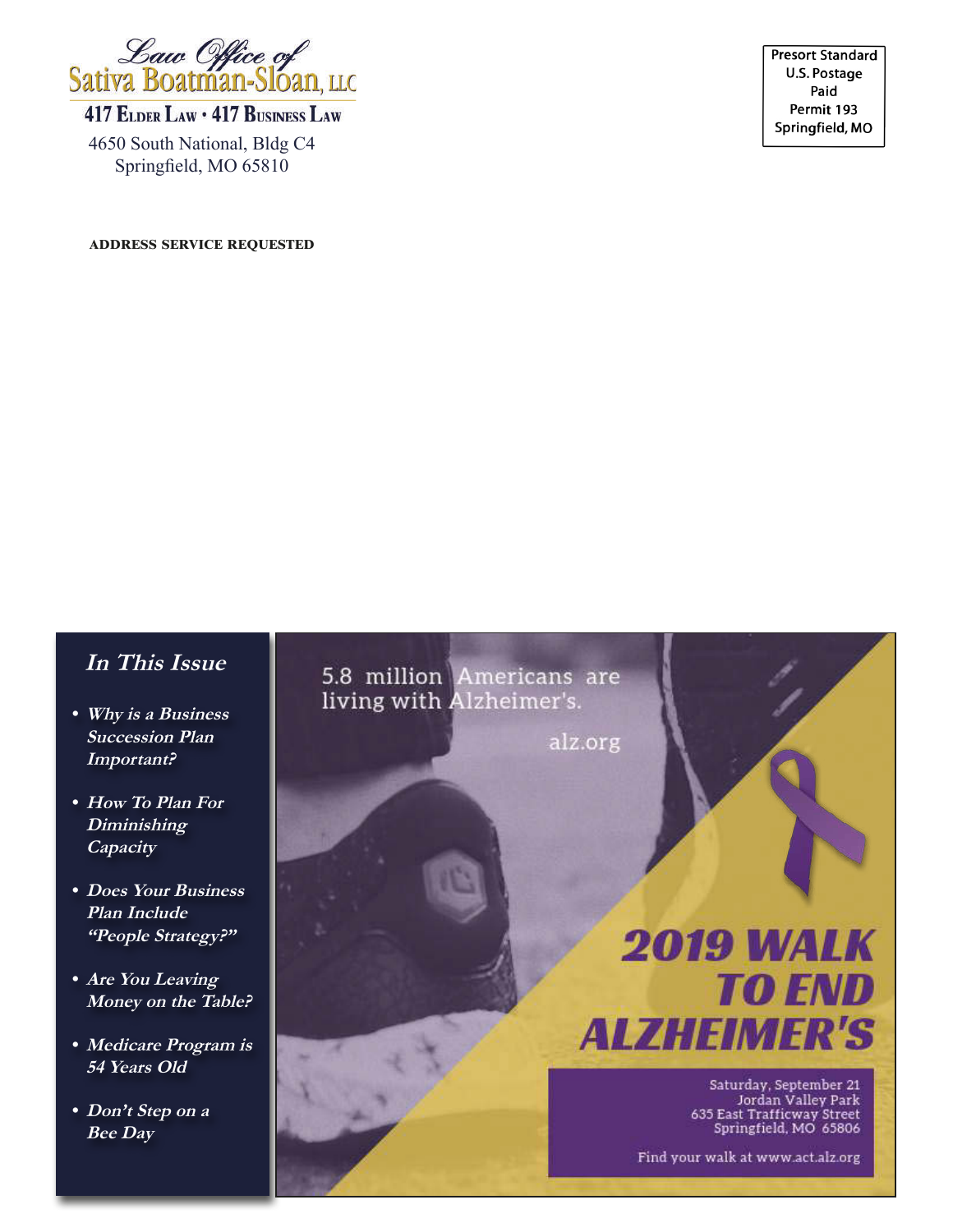Law Office of
Sativa Boatman-Sloan, LLC

417 Elder Law • 417 Business Law

4650 South National, Bldg C4
Springfield, MO 65810

Presort Standard
U.S. Postage
Paid
Permit 193
Springfield, MO

**ADDRESS SERVICE REQUESTED**

## *In This Issue*

- ***Why is a Business Succession Plan Important?***
- ***How To Plan For Diminishing Capacity***
- ***Does Your Business Plan Include "People Strategy?"***
- ***Are You Leaving Money on the Table?***
- ***Medicare Program is 54 Years Old***
- ***Don't Step on a Bee Day***

5.8 million Americans are living with Alzheimer's.

alz.org

## 2019 WALK TO END ALZHEIMER'S

Saturday, September 21
Jordan Valley Park
635 East Trafficway Street
Springfield, MO 65806

Find your walk at www.act.alz.org